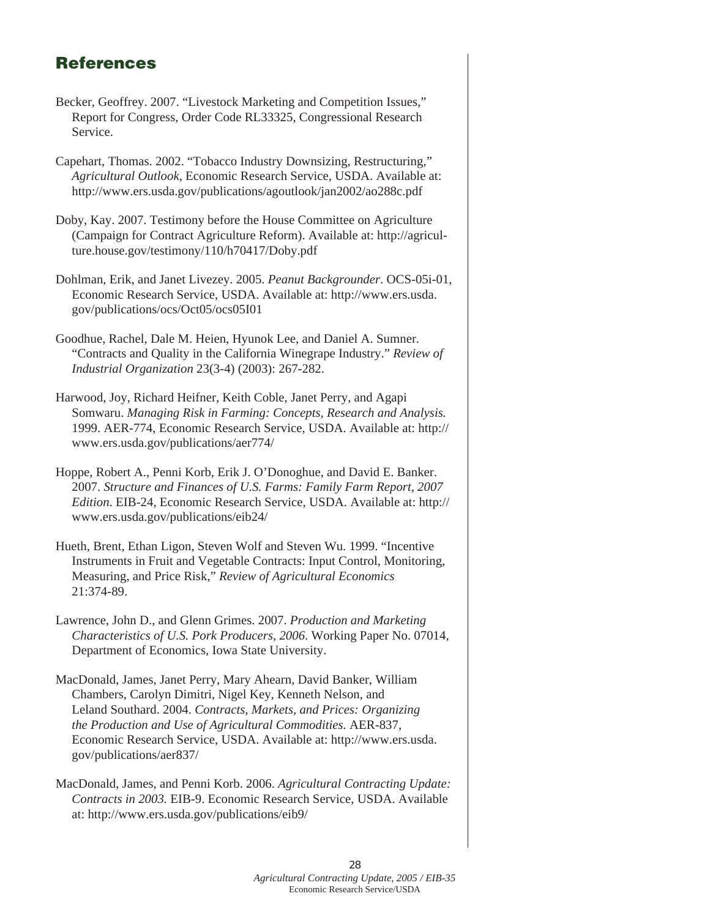## References

Becker, Geoffrey. 2007. "Livestock Marketing and Competition Issues," Report for Congress, Order Code RL33325, Congressional Research Service.

Capehart, Thomas. 2002. "Tobacco Industry Downsizing, Restructuring," *Agricultural Outlook*, Economic Research Service, USDA. Available at: http://www.ers.usda.gov/publications/agoutlook/jan2002/ao288c.pdf

Doby, Kay. 2007. Testimony before the House Committee on Agriculture (Campaign for Contract Agriculture Reform). Available at: http://agriculture.house.gov/testimony/110/h70417/Doby.pdf

Dohlman, Erik, and Janet Livezey. 2005. *Peanut Backgrounder*. OCS-05i-01, Economic Research Service, USDA. Available at: http://www.ers.usda.gov/publications/ocs/Oct05/ocs05I01

Goodhue, Rachel, Dale M. Heien, Hyunok Lee, and Daniel A. Sumner. "Contracts and Quality in the California Winegrape Industry." *Review of Industrial Organization* 23(3-4) (2003): 267-282.

Harwood, Joy, Richard Heifner, Keith Coble, Janet Perry, and Agapi Somwaru. *Managing Risk in Farming: Concepts, Research and Analysis.* 1999. AER-774, Economic Research Service, USDA. Available at: http://www.ers.usda.gov/publications/aer774/

Hoppe, Robert A., Penni Korb, Erik J. O'Donoghue, and David E. Banker. 2007. *Structure and Finances of U.S. Farms: Family Farm Report, 2007 Edition*. EIB-24, Economic Research Service, USDA. Available at: http://www.ers.usda.gov/publications/eib24/

Hueth, Brent, Ethan Ligon, Steven Wolf and Steven Wu. 1999. "Incentive Instruments in Fruit and Vegetable Contracts: Input Control, Monitoring, Measuring, and Price Risk," *Review of Agricultural Economics* 21:374-89.

Lawrence, John D., and Glenn Grimes. 2007. *Production and Marketing Characteristics of U.S. Pork Producers, 2006*. Working Paper No. 07014, Department of Economics, Iowa State University.

MacDonald, James, Janet Perry, Mary Ahearn, David Banker, William Chambers, Carolyn Dimitri, Nigel Key, Kenneth Nelson, and Leland Southard. 2004. *Contracts, Markets, and Prices: Organizing the Production and Use of Agricultural Commodities.* AER-837, Economic Research Service, USDA. Available at: http://www.ers.usda.gov/publications/aer837/

MacDonald, James, and Penni Korb. 2006. *Agricultural Contracting Update: Contracts in 2003.* EIB-9. Economic Research Service, USDA. Available at: http://www.ers.usda.gov/publications/eib9/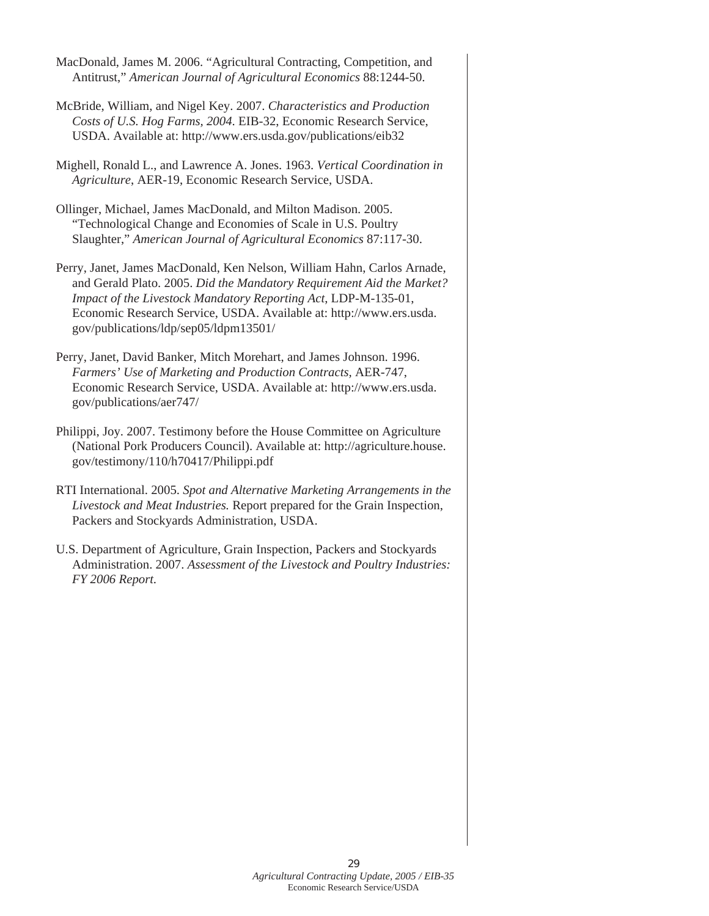MacDonald, James M. 2006. "Agricultural Contracting, Competition, and Antitrust," *American Journal of Agricultural Economics* 88:1244-50.

McBride, William, and Nigel Key. 2007. *Characteristics and Production Costs of U.S. Hog Farms, 2004*. EIB-32, Economic Research Service, USDA. Available at: http://www.ers.usda.gov/publications/eib32

Mighell, Ronald L., and Lawrence A. Jones. 1963. *Vertical Coordination in Agriculture*, AER-19, Economic Research Service, USDA.

Ollinger, Michael, James MacDonald, and Milton Madison. 2005. "Technological Change and Economies of Scale in U.S. Poultry Slaughter," *American Journal of Agricultural Economics* 87:117-30.

Perry, Janet, James MacDonald, Ken Nelson, William Hahn, Carlos Arnade, and Gerald Plato. 2005. *Did the Mandatory Requirement Aid the Market? Impact of the Livestock Mandatory Reporting Act*, LDP-M-135-01, Economic Research Service, USDA. Available at: http://www.ers.usda.gov/publications/ldp/sep05/ldpm13501/

Perry, Janet, David Banker, Mitch Morehart, and James Johnson. 1996. *Farmers' Use of Marketing and Production Contracts*, AER-747, Economic Research Service, USDA. Available at: http://www.ers.usda.gov/publications/aer747/

Philippi, Joy. 2007. Testimony before the House Committee on Agriculture (National Pork Producers Council). Available at: http://agriculture.house.gov/testimony/110/h70417/Philippi.pdf

RTI International. 2005. *Spot and Alternative Marketing Arrangements in the Livestock and Meat Industries.* Report prepared for the Grain Inspection, Packers and Stockyards Administration, USDA.

U.S. Department of Agriculture, Grain Inspection, Packers and Stockyards Administration. 2007. *Assessment of the Livestock and Poultry Industries: FY 2006 Report*.